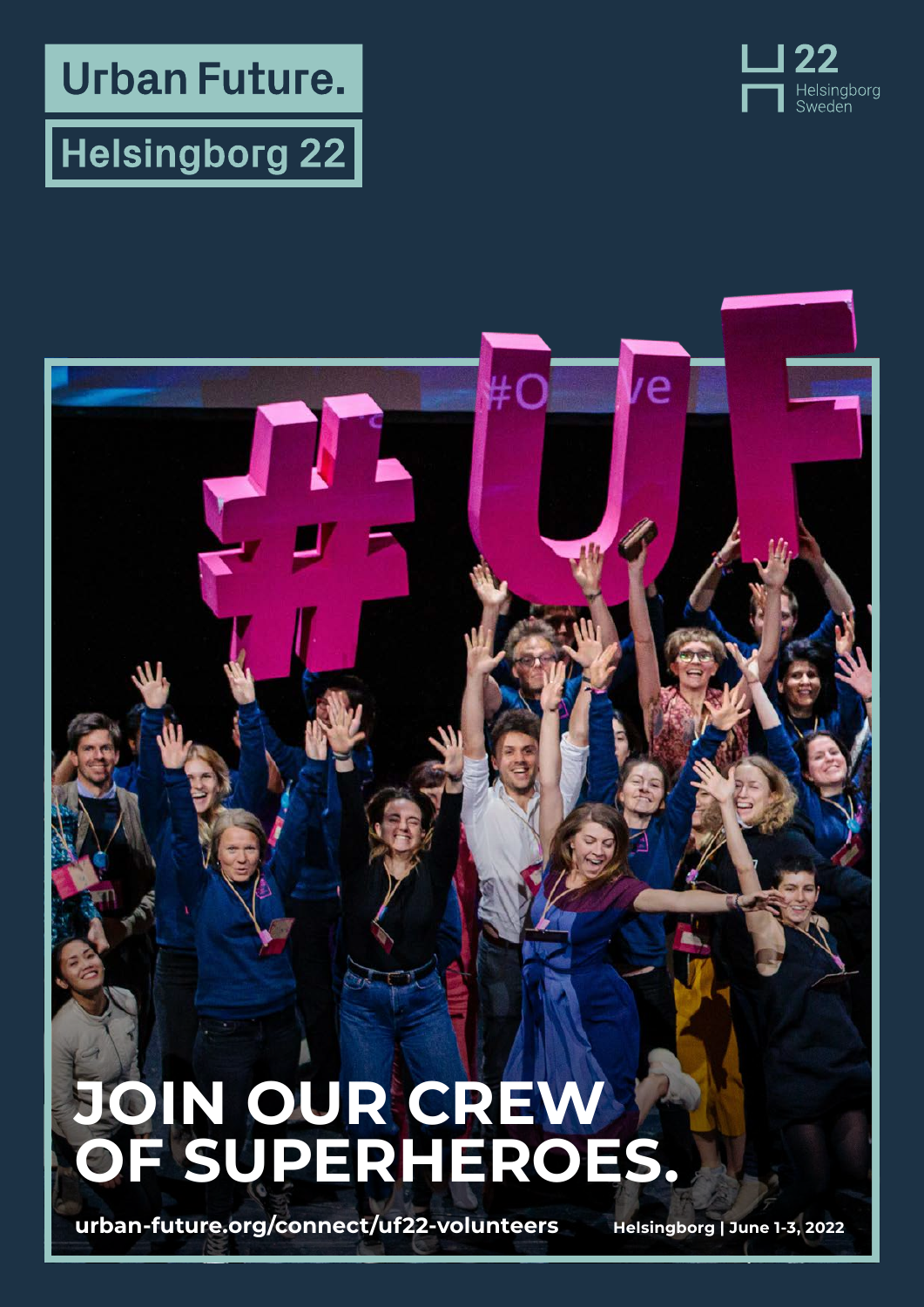# Urban Future.

## Helsingborg 22

H22 Helsingborg Sweden

# JOIN OUR CREW OF SUPERHEROES.

urban-future.org/connect/uf22-volunteers

Helsingborg | June 1-3, 2022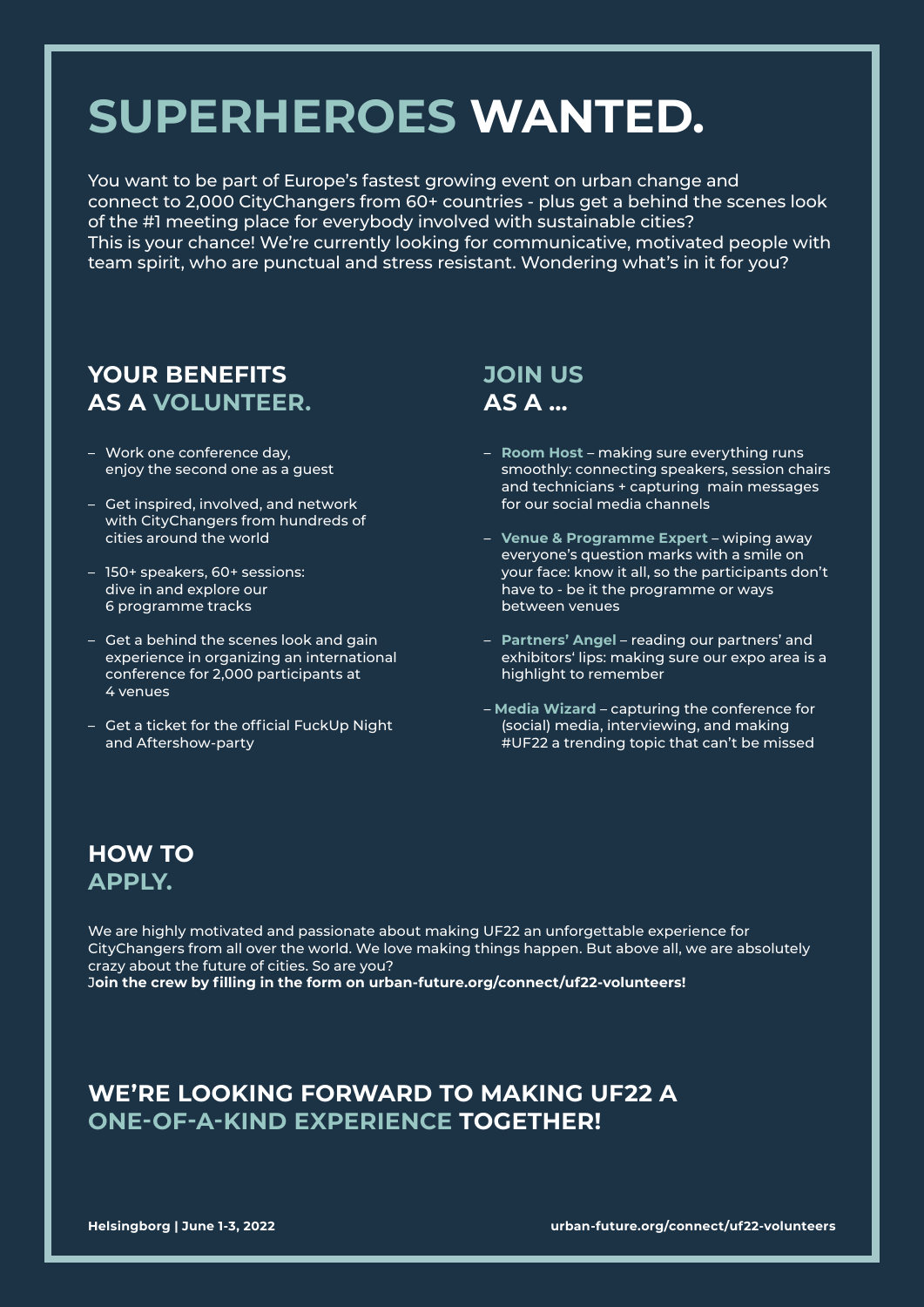# SUPERHEROES WANTED.

You want to be part of Europe's fastest growing event on urban change and connect to 2,000 CityChangers from 60+ countries - plus get a behind the scenes look of the #1 meeting place for everybody involved with sustainable cities?
This is your chance! We're currently looking for communicative, motivated people with team spirit, who are punctual and stress resistant. Wondering what's in it for you?

## YOUR BENEFITS AS A VOLUNTEER.

- Work one conference day, enjoy the second one as a guest
- Get inspired, involved, and network with CityChangers from hundreds of cities around the world
- 150+ speakers, 60+ sessions: dive in and explore our 6 programme tracks
- Get a behind the scenes look and gain experience in organizing an international conference for 2,000 participants at 4 venues
- Get a ticket for the official FuckUp Night and Aftershow-party

## JOIN US AS A ...

- **Room Host** – making sure everything runs smoothly: connecting speakers, session chairs and technicians + capturing main messages for our social media channels
- **Venue & Programme Expert** – wiping away everyone's question marks with a smile on your face: know it all, so the participants don't have to - be it the programme or ways between venues
- **Partners' Angel** – reading our partners' and exhibitors' lips: making sure our expo area is a highlight to remember
- **Media Wizard** – capturing the conference for (social) media, interviewing, and making #UF22 a trending topic that can't be missed

## HOW TO APPLY.

We are highly motivated and passionate about making UF22 an unforgettable experience for CityChangers from all over the world. We love making things happen. But above all, we are absolutely crazy about the future of cities. So are you?
**Join the crew by filling in the form on urban-future.org/connect/uf22-volunteers!**

## WE'RE LOOKING FORWARD TO MAKING UF22 A ONE-OF-A-KIND EXPERIENCE TOGETHER!

**Helsingborg | June 1-3, 2022**

**urban-future.org/connect/uf22-volunteers**